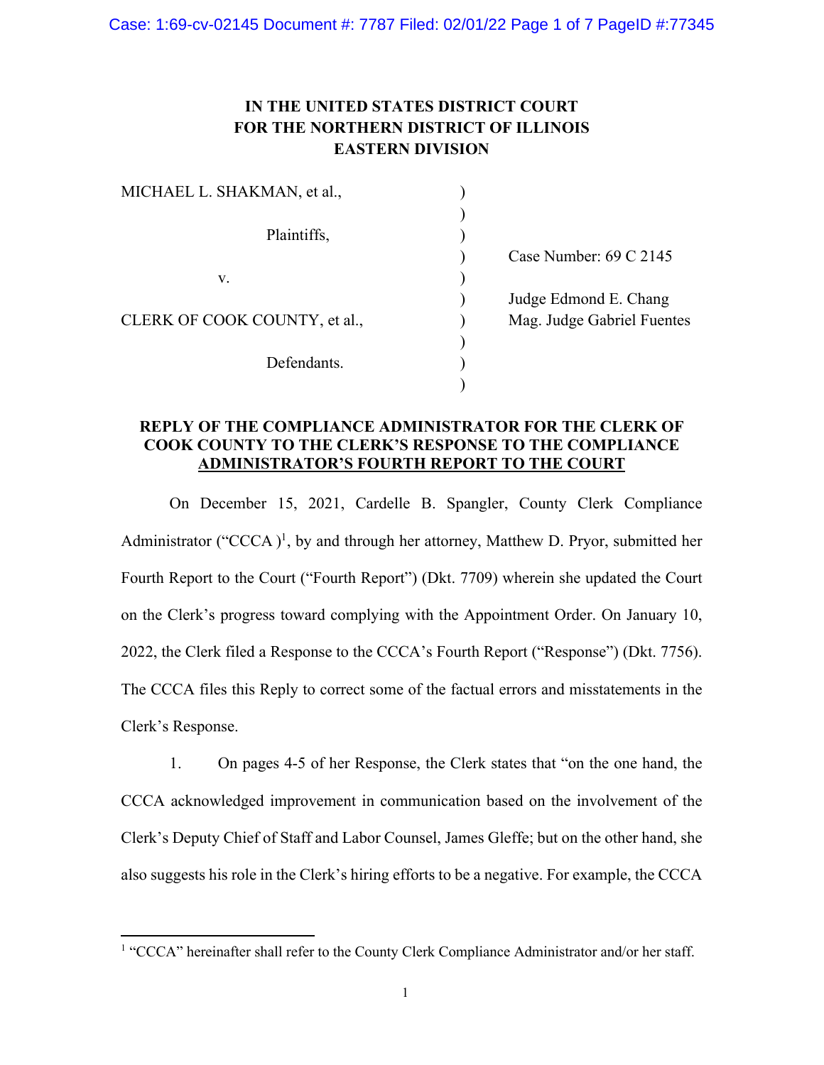# IN THE UNITED STATES DISTRICT COURT FOR THE NORTHERN DISTRICT OF ILLINOIS EASTERN DIVISION

| | | |
|---|---|---|
| MICHAEL L. SHAKMAN, et al., | ) | |
| | ) | |
| Plaintiffs, | ) | |
| | ) | Case Number: 69 C 2145 |
| v. | ) | |
| | ) | Judge Edmond E. Chang |
| CLERK OF COOK COUNTY, et al., | ) | Mag. Judge Gabriel Fuentes |
| | ) | |
| Defendants. | ) | |
| | ) | |

## REPLY OF THE COMPLIANCE ADMINISTRATOR FOR THE CLERK OF COOK COUNTY TO THE CLERK'S RESPONSE TO THE COMPLIANCE ADMINISTRATOR'S FOURTH REPORT TO THE COURT

On December 15, 2021, Cardelle B. Spangler, County Clerk Compliance Administrator ("CCCA )[1], by and through her attorney, Matthew D. Pryor, submitted her Fourth Report to the Court ("Fourth Report") (Dkt. 7709) wherein she updated the Court on the Clerk's progress toward complying with the Appointment Order. On January 10, 2022, the Clerk filed a Response to the CCCA's Fourth Report ("Response") (Dkt. 7756). The CCCA files this Reply to correct some of the factual errors and misstatements in the Clerk's Response.

1. On pages 4-5 of her Response, the Clerk states that "on the one hand, the CCCA acknowledged improvement in communication based on the involvement of the Clerk's Deputy Chief of Staff and Labor Counsel, James Gleffe; but on the other hand, she also suggests his role in the Clerk's hiring efforts to be a negative. For example, the CCCA

[1] "CCCA" hereinafter shall refer to the County Clerk Compliance Administrator and/or her staff.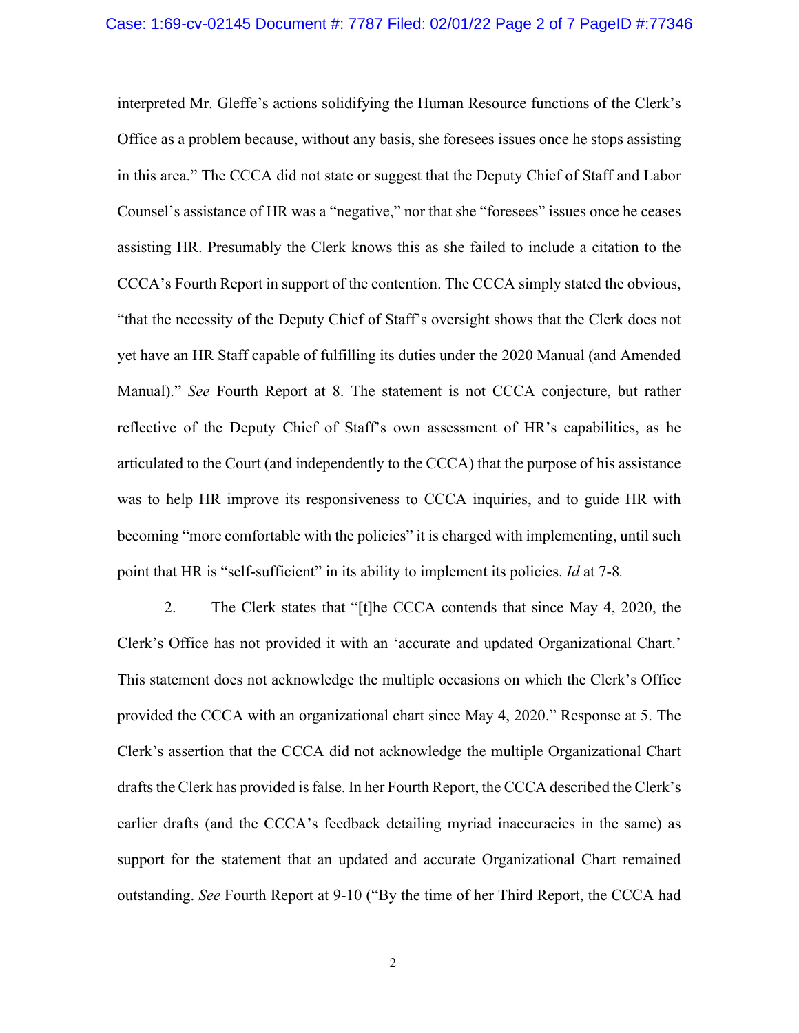interpreted Mr. Gleffe's actions solidifying the Human Resource functions of the Clerk's Office as a problem because, without any basis, she foresees issues once he stops assisting in this area." The CCCA did not state or suggest that the Deputy Chief of Staff and Labor Counsel's assistance of HR was a "negative," nor that she "foresees" issues once he ceases assisting HR. Presumably the Clerk knows this as she failed to include a citation to the CCCA's Fourth Report in support of the contention. The CCCA simply stated the obvious, "that the necessity of the Deputy Chief of Staff's oversight shows that the Clerk does not yet have an HR Staff capable of fulfilling its duties under the 2020 Manual (and Amended Manual)." *See* Fourth Report at 8. The statement is not CCCA conjecture, but rather reflective of the Deputy Chief of Staff's own assessment of HR's capabilities, as he articulated to the Court (and independently to the CCCA) that the purpose of his assistance was to help HR improve its responsiveness to CCCA inquiries, and to guide HR with becoming "more comfortable with the policies" it is charged with implementing, until such point that HR is "self-sufficient" in its ability to implement its policies. *Id* at 7-8*.*

2. The Clerk states that "[t]he CCCA contends that since May 4, 2020, the Clerk's Office has not provided it with an 'accurate and updated Organizational Chart.' This statement does not acknowledge the multiple occasions on which the Clerk's Office provided the CCCA with an organizational chart since May 4, 2020." Response at 5. The Clerk's assertion that the CCCA did not acknowledge the multiple Organizational Chart drafts the Clerk has provided is false. In her Fourth Report, the CCCA described the Clerk's earlier drafts (and the CCCA's feedback detailing myriad inaccuracies in the same) as support for the statement that an updated and accurate Organizational Chart remained outstanding. *See* Fourth Report at 9-10 ("By the time of her Third Report, the CCCA had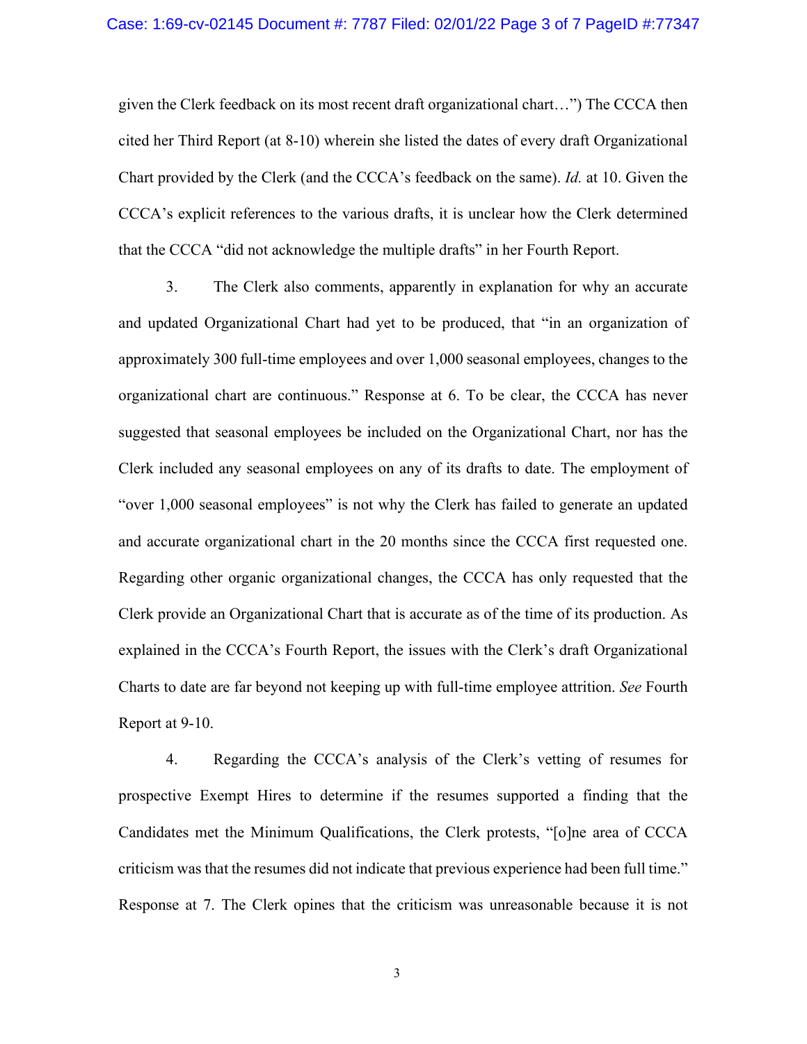given the Clerk feedback on its most recent draft organizational chart…") The CCCA then cited her Third Report (at 8-10) wherein she listed the dates of every draft Organizational Chart provided by the Clerk (and the CCCA's feedback on the same). *Id.* at 10. Given the CCCA's explicit references to the various drafts, it is unclear how the Clerk determined that the CCCA "did not acknowledge the multiple drafts" in her Fourth Report.

3. The Clerk also comments, apparently in explanation for why an accurate and updated Organizational Chart had yet to be produced, that "in an organization of approximately 300 full-time employees and over 1,000 seasonal employees, changes to the organizational chart are continuous." Response at 6. To be clear, the CCCA has never suggested that seasonal employees be included on the Organizational Chart, nor has the Clerk included any seasonal employees on any of its drafts to date. The employment of "over 1,000 seasonal employees" is not why the Clerk has failed to generate an updated and accurate organizational chart in the 20 months since the CCCA first requested one. Regarding other organic organizational changes, the CCCA has only requested that the Clerk provide an Organizational Chart that is accurate as of the time of its production. As explained in the CCCA's Fourth Report, the issues with the Clerk's draft Organizational Charts to date are far beyond not keeping up with full-time employee attrition. *See* Fourth Report at 9-10.

4. Regarding the CCCA's analysis of the Clerk's vetting of resumes for prospective Exempt Hires to determine if the resumes supported a finding that the Candidates met the Minimum Qualifications, the Clerk protests, "[o]ne area of CCCA criticism was that the resumes did not indicate that previous experience had been full time." Response at 7. The Clerk opines that the criticism was unreasonable because it is not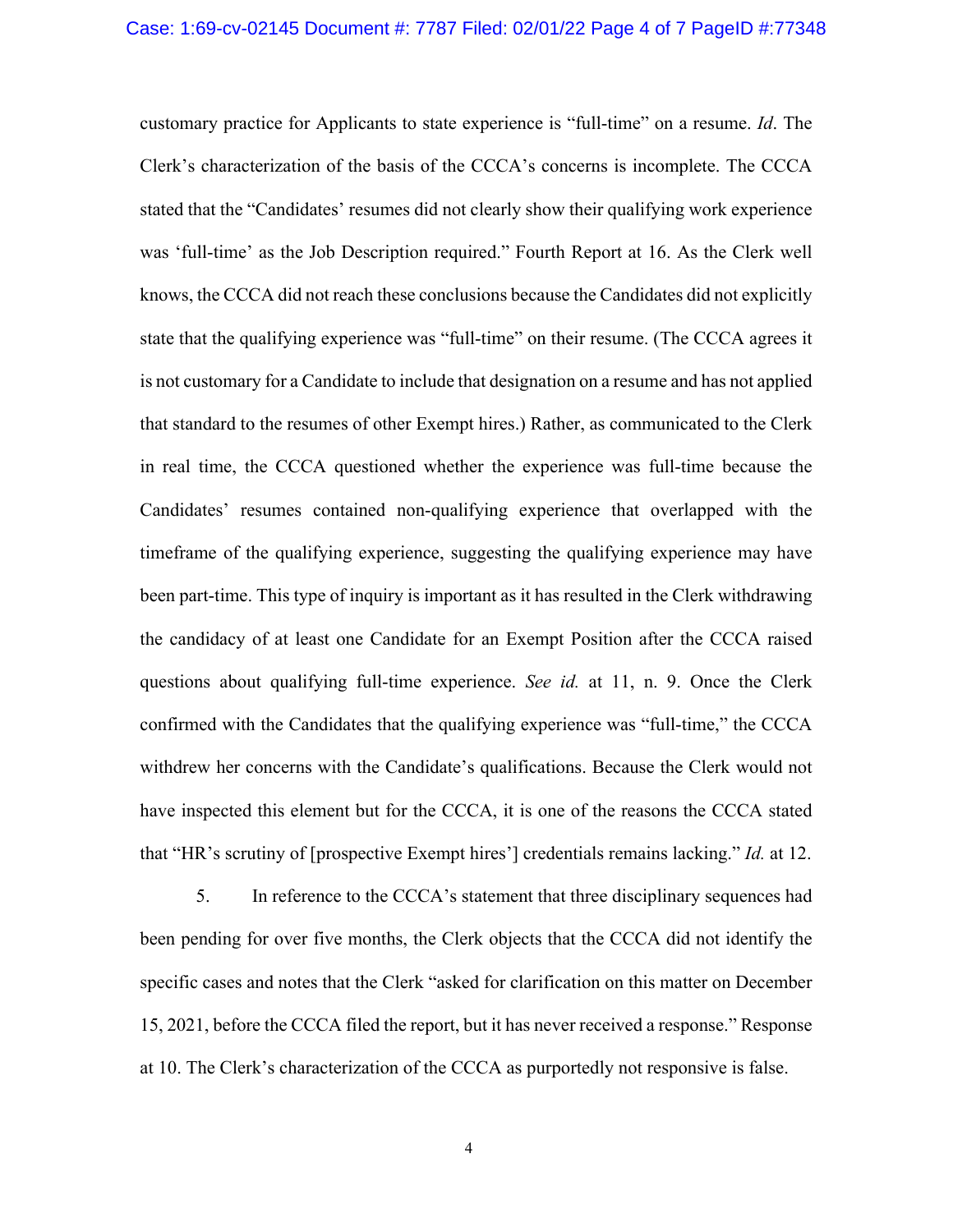customary practice for Applicants to state experience is "full-time" on a resume. *Id*. The Clerk's characterization of the basis of the CCCA's concerns is incomplete. The CCCA stated that the "Candidates' resumes did not clearly show their qualifying work experience was 'full-time' as the Job Description required." Fourth Report at 16. As the Clerk well knows, the CCCA did not reach these conclusions because the Candidates did not explicitly state that the qualifying experience was "full-time" on their resume. (The CCCA agrees it is not customary for a Candidate to include that designation on a resume and has not applied that standard to the resumes of other Exempt hires.) Rather, as communicated to the Clerk in real time, the CCCA questioned whether the experience was full-time because the Candidates' resumes contained non-qualifying experience that overlapped with the timeframe of the qualifying experience, suggesting the qualifying experience may have been part-time. This type of inquiry is important as it has resulted in the Clerk withdrawing the candidacy of at least one Candidate for an Exempt Position after the CCCA raised questions about qualifying full-time experience. *See id.* at 11, n. 9. Once the Clerk confirmed with the Candidates that the qualifying experience was "full-time," the CCCA withdrew her concerns with the Candidate's qualifications. Because the Clerk would not have inspected this element but for the CCCA, it is one of the reasons the CCCA stated that "HR's scrutiny of [prospective Exempt hires'] credentials remains lacking." *Id.* at 12.

5. In reference to the CCCA's statement that three disciplinary sequences had been pending for over five months, the Clerk objects that the CCCA did not identify the specific cases and notes that the Clerk "asked for clarification on this matter on December 15, 2021, before the CCCA filed the report, but it has never received a response." Response at 10. The Clerk's characterization of the CCCA as purportedly not responsive is false.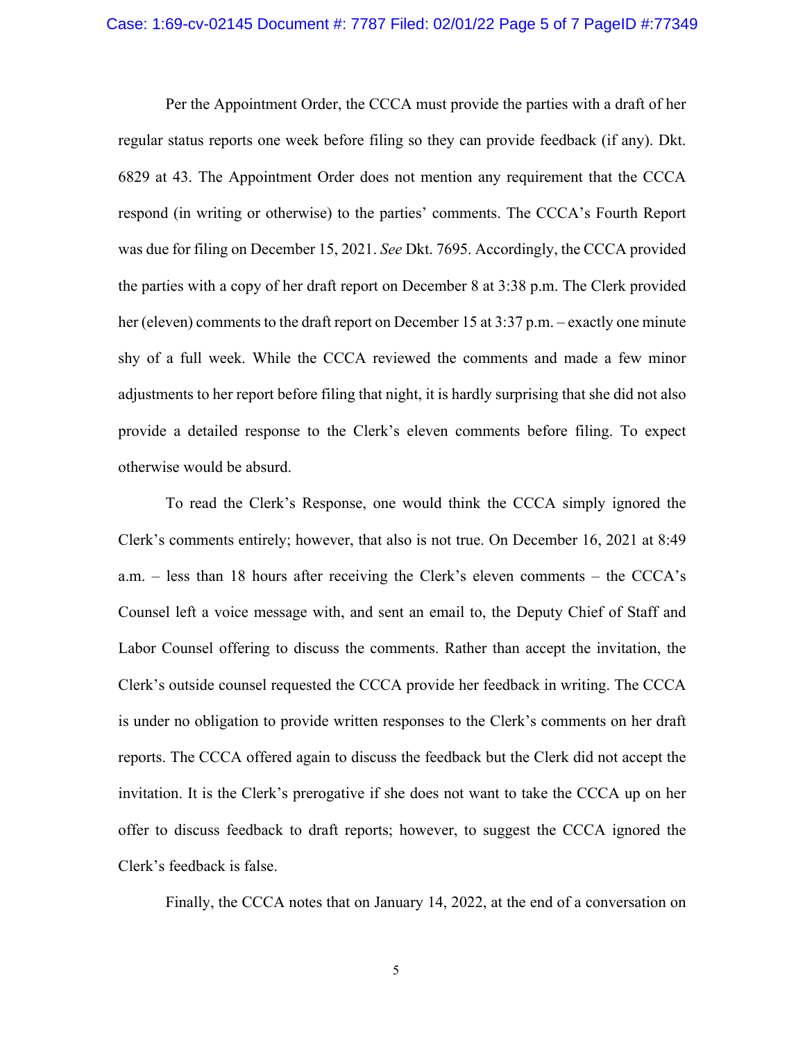Per the Appointment Order, the CCCA must provide the parties with a draft of her regular status reports one week before filing so they can provide feedback (if any). Dkt. 6829 at 43. The Appointment Order does not mention any requirement that the CCCA respond (in writing or otherwise) to the parties' comments. The CCCA's Fourth Report was due for filing on December 15, 2021. *See* Dkt. 7695. Accordingly, the CCCA provided the parties with a copy of her draft report on December 8 at 3:38 p.m. The Clerk provided her (eleven) comments to the draft report on December 15 at 3:37 p.m. – exactly one minute shy of a full week. While the CCCA reviewed the comments and made a few minor adjustments to her report before filing that night, it is hardly surprising that she did not also provide a detailed response to the Clerk's eleven comments before filing. To expect otherwise would be absurd.

To read the Clerk's Response, one would think the CCCA simply ignored the Clerk's comments entirely; however, that also is not true. On December 16, 2021 at 8:49 a.m. – less than 18 hours after receiving the Clerk's eleven comments – the CCCA's Counsel left a voice message with, and sent an email to, the Deputy Chief of Staff and Labor Counsel offering to discuss the comments. Rather than accept the invitation, the Clerk's outside counsel requested the CCCA provide her feedback in writing. The CCCA is under no obligation to provide written responses to the Clerk's comments on her draft reports. The CCCA offered again to discuss the feedback but the Clerk did not accept the invitation. It is the Clerk's prerogative if she does not want to take the CCCA up on her offer to discuss feedback to draft reports; however, to suggest the CCCA ignored the Clerk's feedback is false.

Finally, the CCCA notes that on January 14, 2022, at the end of a conversation on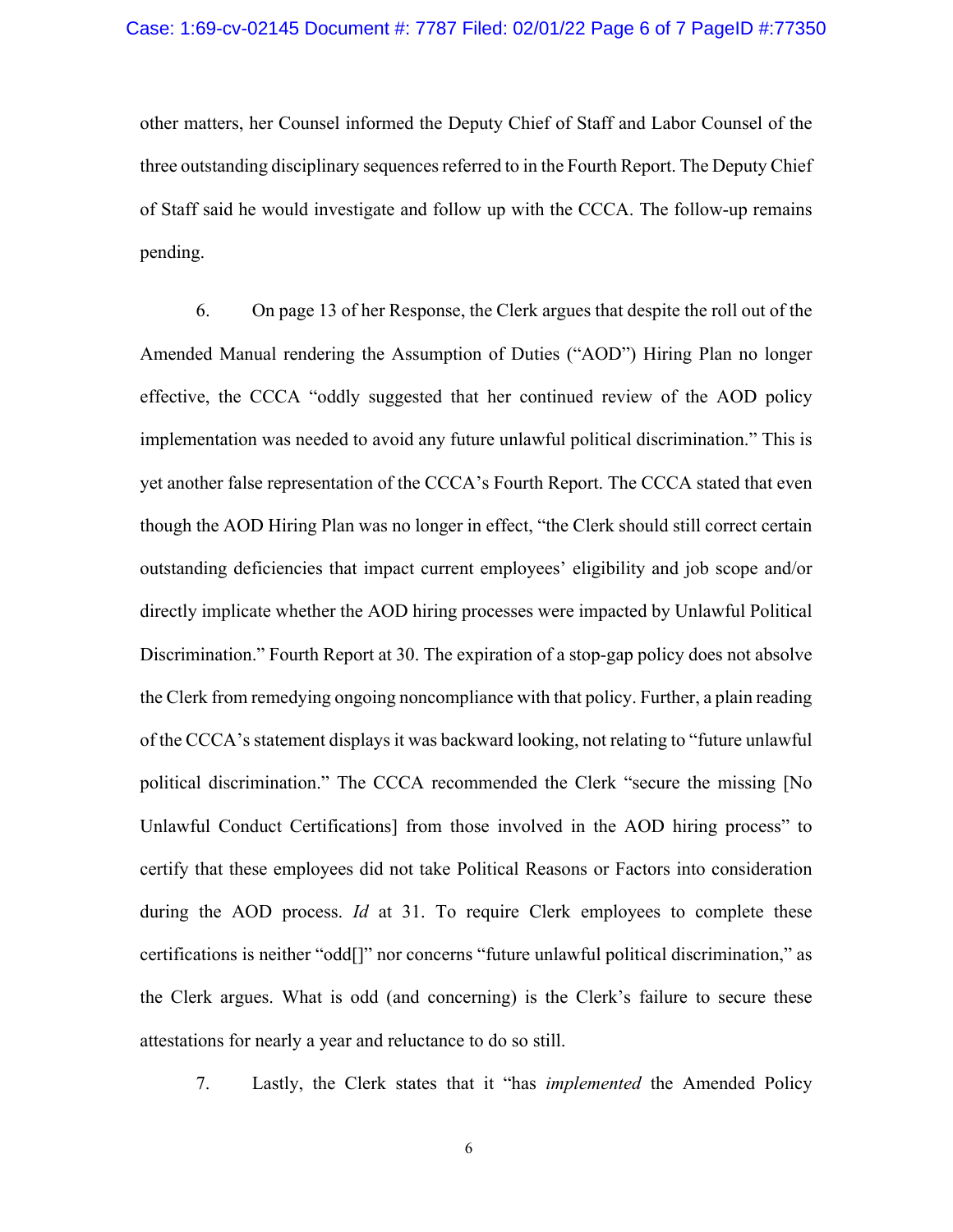other matters, her Counsel informed the Deputy Chief of Staff and Labor Counsel of the three outstanding disciplinary sequences referred to in the Fourth Report. The Deputy Chief of Staff said he would investigate and follow up with the CCCA. The follow-up remains pending.

6. On page 13 of her Response, the Clerk argues that despite the roll out of the Amended Manual rendering the Assumption of Duties ("AOD") Hiring Plan no longer effective, the CCCA "oddly suggested that her continued review of the AOD policy implementation was needed to avoid any future unlawful political discrimination." This is yet another false representation of the CCCA's Fourth Report. The CCCA stated that even though the AOD Hiring Plan was no longer in effect, "the Clerk should still correct certain outstanding deficiencies that impact current employees' eligibility and job scope and/or directly implicate whether the AOD hiring processes were impacted by Unlawful Political Discrimination." Fourth Report at 30. The expiration of a stop-gap policy does not absolve the Clerk from remedying ongoing noncompliance with that policy. Further, a plain reading of the CCCA's statement displays it was backward looking, not relating to "future unlawful political discrimination." The CCCA recommended the Clerk "secure the missing [No Unlawful Conduct Certifications] from those involved in the AOD hiring process" to certify that these employees did not take Political Reasons or Factors into consideration during the AOD process. *Id* at 31. To require Clerk employees to complete these certifications is neither "odd[]" nor concerns "future unlawful political discrimination," as the Clerk argues. What is odd (and concerning) is the Clerk's failure to secure these attestations for nearly a year and reluctance to do so still.

7. Lastly, the Clerk states that it "has *implemented* the Amended Policy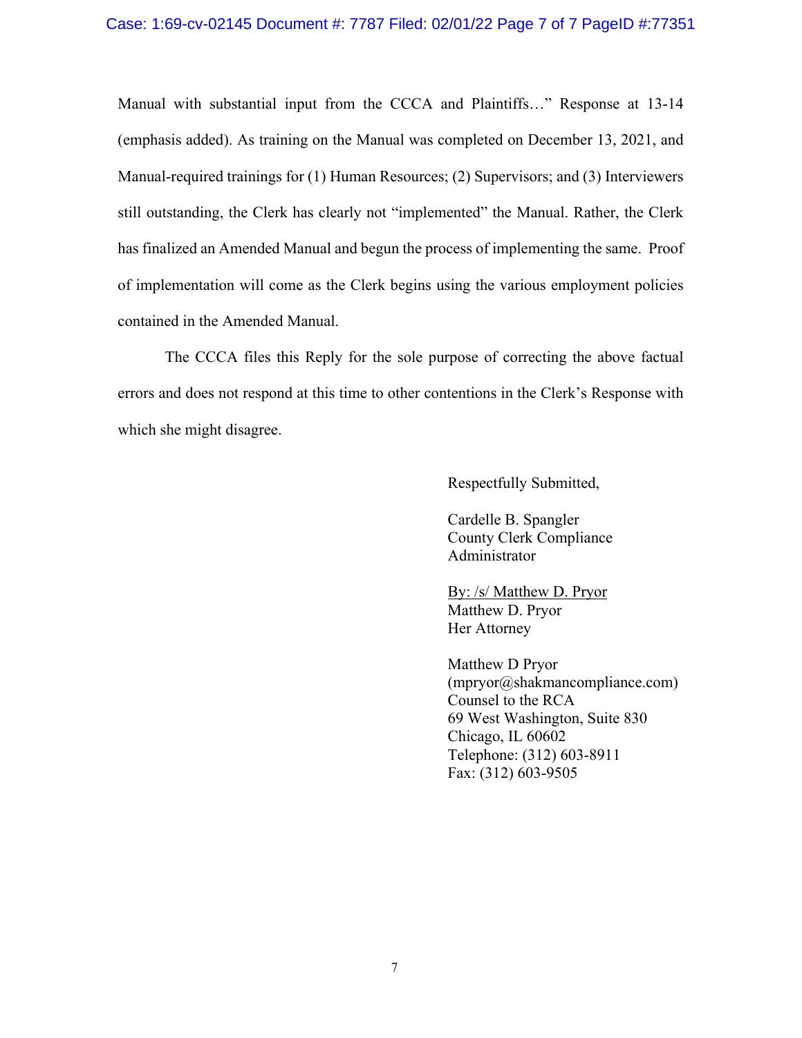Manual with substantial input from the CCCA and Plaintiffs…" Response at 13-14 (emphasis added). As training on the Manual was completed on December 13, 2021, and Manual-required trainings for (1) Human Resources; (2) Supervisors; and (3) Interviewers still outstanding, the Clerk has clearly not "implemented" the Manual. Rather, the Clerk has finalized an Amended Manual and begun the process of implementing the same. Proof of implementation will come as the Clerk begins using the various employment policies contained in the Amended Manual.

The CCCA files this Reply for the sole purpose of correcting the above factual errors and does not respond at this time to other contentions in the Clerk's Response with which she might disagree.

Respectfully Submitted,

Cardelle B. Spangler
County Clerk Compliance
Administrator

By: /s/ Matthew D. Pryor
Matthew D. Pryor
Her Attorney

Matthew D Pryor
(mpryor@shakmancompliance.com)
Counsel to the RCA
69 West Washington, Suite 830
Chicago, IL 60602
Telephone: (312) 603-8911
Fax: (312) 603-9505